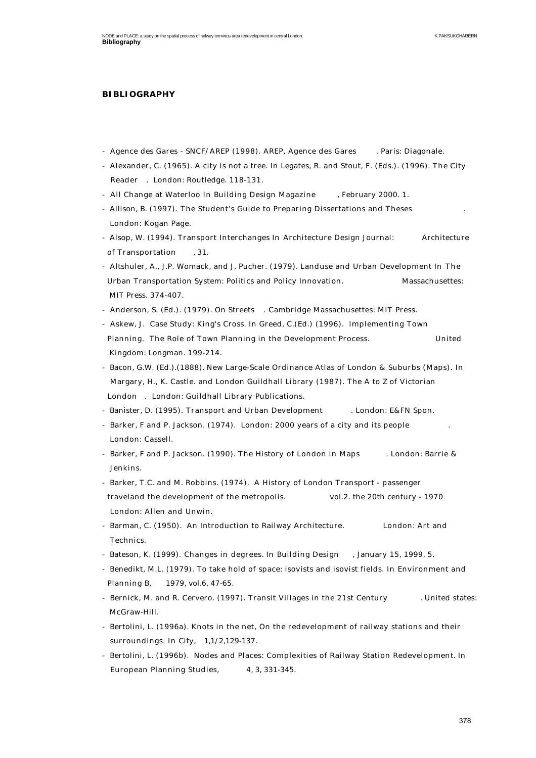## BIBLIOGRAPHY

- Agence des Gares - SNCF/AREP (1998). AREP, Agence des Gares. Paris: Diagonale.
- Alexander, C. (1965). A city is not a tree. In Legates, R. and Stout, F. (Eds.). (1996). The City Reader. London: Routledge. 118-131.
- All Change at Waterloo In Building Design Magazine, February 2000. 1.
- Allison, B. (1997). The Student's Guide to Preparing Dissertations and Theses. London: Kogan Page.
- Alsop, W. (1994). Transport Interchanges In Architecture Design Journal: Architecture of Transportation, 31.
- Altshuler, A., J.P. Womack, and J. Pucher. (1979). Landuse and Urban Development In The Urban Transportation System: Politics and Policy Innovation. Massachusettes: MIT Press. 374-407.
- Anderson, S. (Ed.). (1979). On Streets. Cambridge Massachusettes: MIT Press.
- Askew, J. Case Study: King's Cross. In Greed, C.(Ed.) (1996). Implementing Town Planning. The Role of Town Planning in the Development Process. United Kingdom: Longman. 199-214.
- Bacon, G.W. (Ed.).(1888). New Large-Scale Ordinance Atlas of London & Suburbs (Maps). In Margary, H., K. Castle. and London Guildhall Library (1987). The A to Z of Victorian London. London: Guildhall Library Publications.
- Banister, D. (1995). Transport and Urban Development. London: E&FN Spon.
- Barker, F and P. Jackson. (1974). London: 2000 years of a city and its people. London: Cassell.
- Barker, F and P. Jackson. (1990). The History of London in Maps. London: Barrie & Jenkins.
- Barker, T.C. and M. Robbins. (1974). A History of London Transport - passenger traveland the development of the metropolis. vol.2. the 20th century - 1970 London: Allen and Unwin.
- Barman, C. (1950). An Introduction to Railway Architecture. London: Art and Technics.
- Bateson, K. (1999). Changes in degrees. In Building Design, January 15, 1999, 5.
- Benedikt, M.L. (1979). To take hold of space: isovists and isovist fields. In Environment and Planning B, 1979, vol.6, 47-65.
- Bernick, M. and R. Cervero. (1997). Transit Villages in the 21st Century. United states: McGraw-Hill.
- Bertolini, L. (1996a). Knots in the net, On the redevelopment of railway stations and their surroundings. In City, 1,1/2,129-137.
- Bertolini, L. (1996b). Nodes and Places: Complexities of Railway Station Redevelopment. In European Planning Studies, 4, 3, 331-345.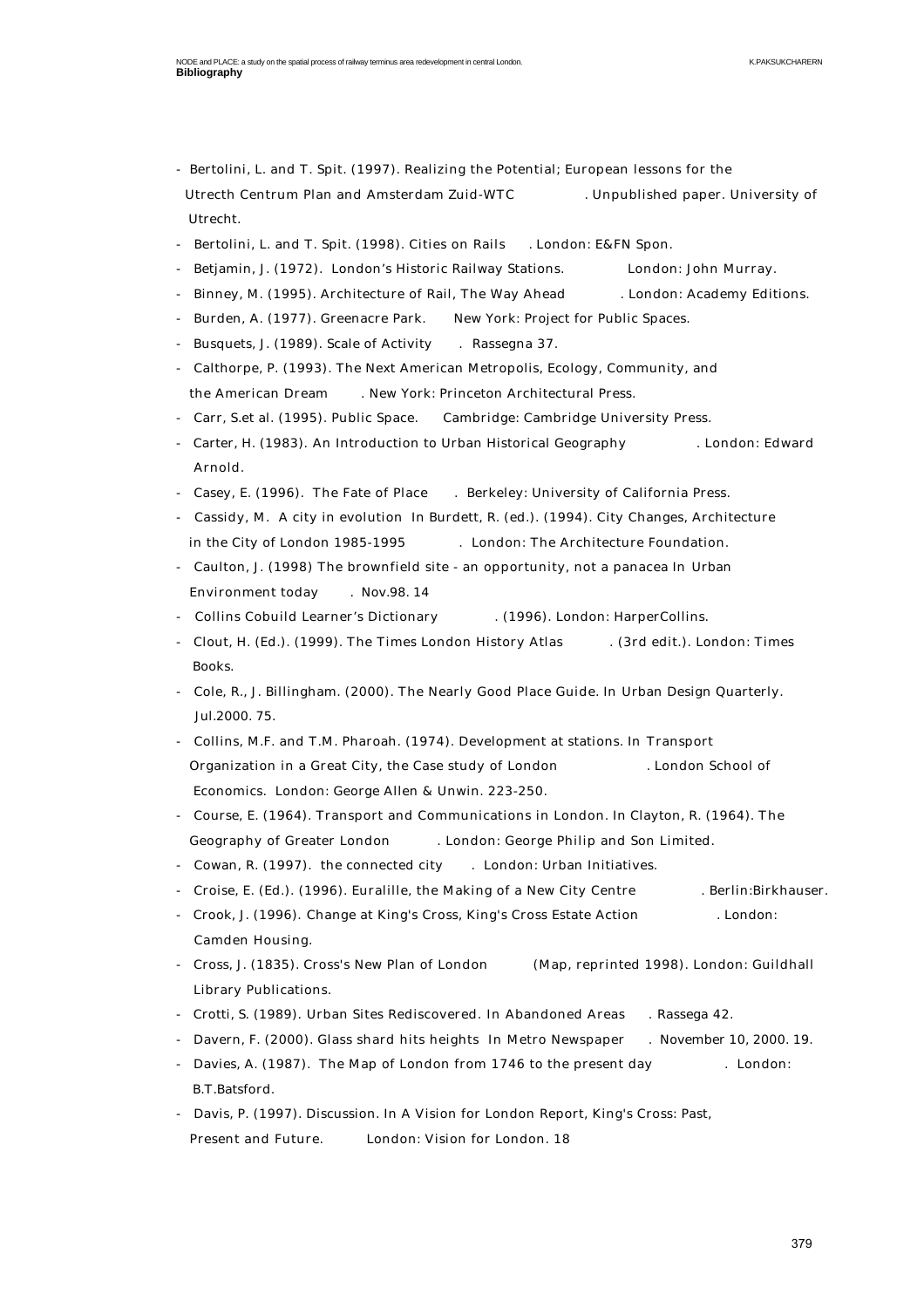- Bertolini, L. and T. Spit. (1997). Realizing the Potential; European lessons for the Utrecth Centrum Plan and Amsterdam Zuid-WTC. Unpublished paper. University of Utrecht.
- Bertolini, L. and T. Spit. (1998). Cities on Rails. London: E&FN Spon.
- Betjamin, J. (1972). London's Historic Railway Stations. London: John Murray.
- Binney, M. (1995). Architecture of Rail, The Way Ahead. London: Academy Editions.
- Burden, A. (1977). Greenacre Park. New York: Project for Public Spaces.
- Busquets, J. (1989). Scale of Activity. Rassegna 37.
- Calthorpe, P. (1993). The Next American Metropolis, Ecology, Community, and the American Dream. New York: Princeton Architectural Press.
- Carr, S.et al. (1995). Public Space. Cambridge: Cambridge University Press.
- Carter, H. (1983). An Introduction to Urban Historical Geography. London: Edward Arnold.
- Casey, E. (1996). The Fate of Place. Berkeley: University of California Press.
- Cassidy, M. A city in evolution In Burdett, R. (ed.). (1994). City Changes, Architecture in the City of London 1985-1995. London: The Architecture Foundation.
- Caulton, J. (1998) The brownfield site - an opportunity, not a panacea In Urban Environment today. Nov.98. 14
- Collins Cobuild Learner's Dictionary. (1996). London: HarperCollins.
- Clout, H. (Ed.). (1999). The Times London History Atlas. (3rd edit.). London: Times Books.
- Cole, R., J. Billingham. (2000). The Nearly Good Place Guide. In Urban Design Quarterly. Jul.2000. 75.
- Collins, M.F. and T.M. Pharoah. (1974). Development at stations. In Transport Organization in a Great City, the Case study of London. London School of Economics. London: George Allen & Unwin. 223-250.
- Course, E. (1964). Transport and Communications in London. In Clayton, R. (1964). The Geography of Greater London. London: George Philip and Son Limited.
- Cowan, R. (1997). the connected city. London: Urban Initiatives.
- Croise, E. (Ed.). (1996). Euralille, the Making of a New City Centre. Berlin:Birkhauser.
- Crook, J. (1996). Change at King's Cross, King's Cross Estate Action. London: Camden Housing.
- Cross, J. (1835). Cross's New Plan of London (Map, reprinted 1998). London: Guildhall Library Publications.
- Crotti, S. (1989). Urban Sites Rediscovered. In Abandoned Areas. Rassega 42.
- Davern, F. (2000). Glass shard hits heights In Metro Newspaper. November 10, 2000. 19.
- Davies, A. (1987). The Map of London from 1746 to the present day. London: B.T.Batsford.
- Davis, P. (1997). Discussion. In A Vision for London Report, King's Cross: Past, Present and Future. London: Vision for London. 18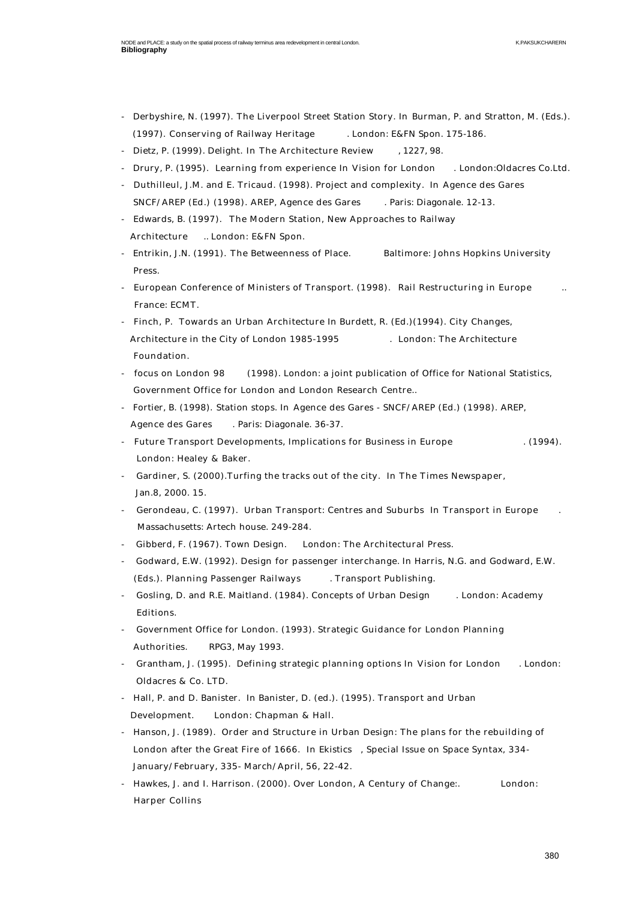**Bibliography**

- Derbyshire, N. (1997). The Liverpool Street Station Story. In Burman, P. and Stratton, M. (Eds.). (1997). *Conserving of Railway Heritage*. London: E&FN Spon. 175-186.
- Dietz, P. (1999). Delight. In *The Architecture Review*, 1227, 98.
- Drury, P. (1995). Learning from experience In *Vision for London*. London:Oldacres Co.Ltd.
- Duthilleul, J.M. and E. Tricaud. (1998). Project and complexity. In Agence des Gares SNCF/AREP (Ed.) (1998). *AREP, Agence des Gares*. Paris: Diagonale. 12-13.
- Edwards, B. (1997). *The Modern Station, New Approaches to Railway Architecture*.. London: E&FN Spon.
- Entrikin, J.N. (1991). *The Betweenness of Place.* Baltimore: Johns Hopkins University Press.
- European Conference of Ministers of Transport. (1998). *Rail Restructuring in Europe*.. France: ECMT.
- Finch, P. Towards an Urban Architecture In Burdett, R. (Ed.)(1994). *City Changes, Architecture in the City of London 1985-1995*. London: The Architecture Foundation.
- *focus on London 98* (1998). London: a joint publication of Office for National Statistics, Government Office for London and London Research Centre..
- Fortier, B. (1998). Station stops. In Agence des Gares - SNCF/AREP (Ed.) (1998). *AREP, Agence des Gares*. Paris: Diagonale. 36-37.
- *Future Transport Developments, Implications for Business in Europe*. (1994). London: Healey & Baker.
- Gardiner, S. (2000).Turfing the tracks out of the city. In *The Times Newspaper*, Jan.8, 2000. 15.
- Gerondeau, C. (1997). Urban Transport: Centres and Suburbs In *Transport in Europe*. Massachusetts: Artech house. 249-284.
- Gibberd, F. (1967). *Town Design.* London: The Architectural Press.
- Godward, E.W. (1992). Design for passenger interchange. In Harris, N.G. and Godward, E.W. (Eds.). *Planning Passenger Railways*. Transport Publishing.
- Gosling, D. and R.E. Maitland. (1984). *Concepts of Urban Design*. London: Academy Editions.
- Government Office for London. (1993). *Strategic Guidance for London Planning Authorities.* RPG3, May 1993.
- Grantham, J. (1995). Defining strategic planning options In *Vision for London*. London: Oldacres & Co. LTD.
- Hall, P. and D. Banister. In Banister, D. (ed.). (1995). *Transport and Urban Development.* London: Chapman & Hall.
- Hanson, J. (1989). Order and Structure in Urban Design: The plans for the rebuilding of London after the Great Fire of 1666. In *Ekistics*, Special Issue on Space Syntax, 334-January/February, 335- March/April, 56, 22-42.
- Hawkes, J. and I. Harrison. (2000). *Over London, A Century of Change:.* London: Harper Collins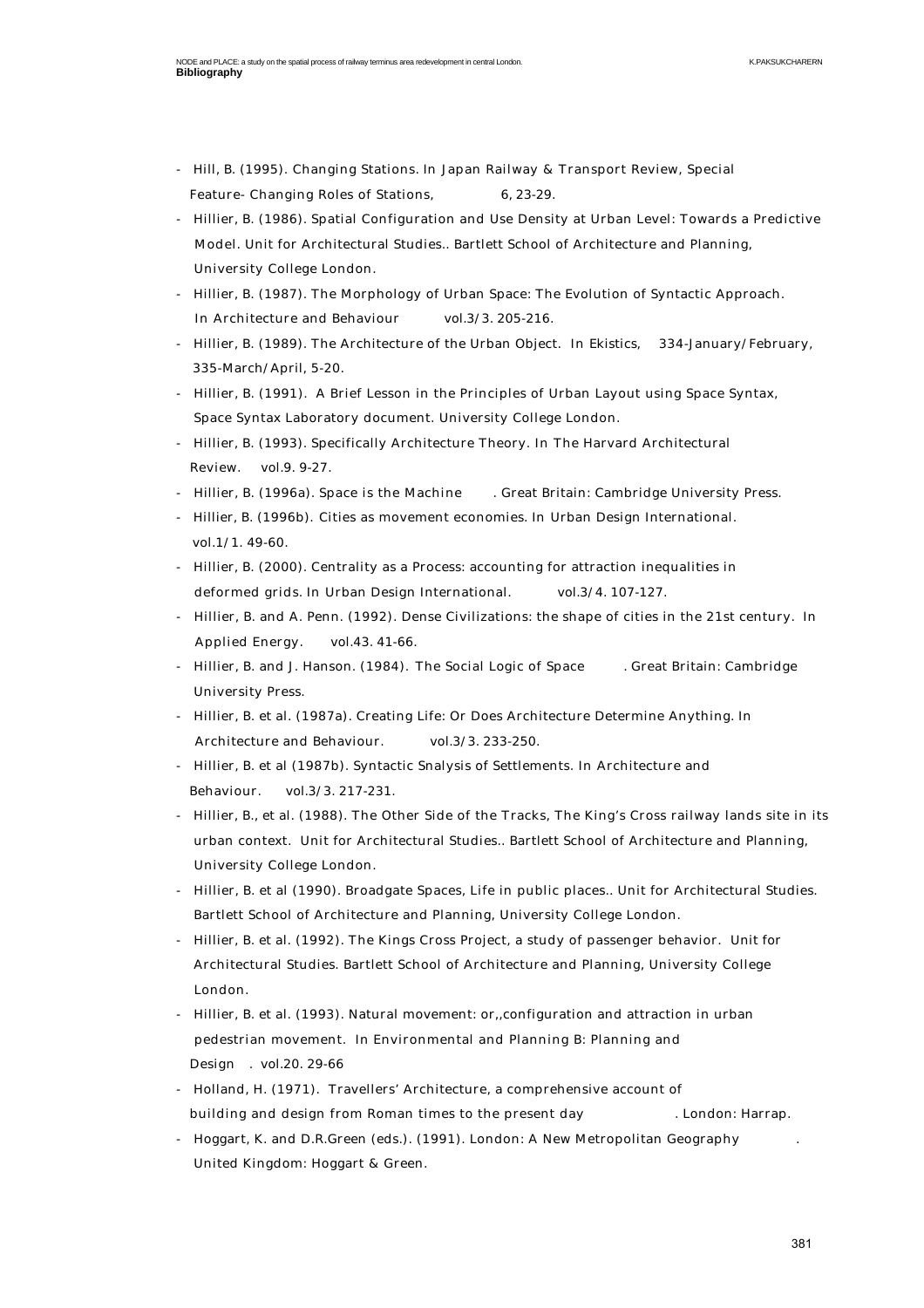- Hill, B. (1995). Changing Stations. In Japan Railway & Transport Review, Special Feature- Changing Roles of Stations, 6, 23-29.
- Hillier, B. (1986). Spatial Configuration and Use Density at Urban Level: Towards a Predictive Model. Unit for Architectural Studies.. Bartlett School of Architecture and Planning, University College London.
- Hillier, B. (1987). The Morphology of Urban Space: The Evolution of Syntactic Approach. In Architecture and Behaviour vol.3/3. 205-216.
- Hillier, B. (1989). The Architecture of the Urban Object. In Ekistics, 334-January/February, 335-March/April, 5-20.
- Hillier, B. (1991). A Brief Lesson in the Principles of Urban Layout using Space Syntax, Space Syntax Laboratory document. University College London.
- Hillier, B. (1993). Specifically Architecture Theory. In The Harvard Architectural Review. vol.9. 9-27.
- Hillier, B. (1996a). Space is the Machine. Great Britain: Cambridge University Press.
- Hillier, B. (1996b). Cities as movement economies. In Urban Design International. vol.1/1. 49-60.
- Hillier, B. (2000). Centrality as a Process: accounting for attraction inequalities in deformed grids. In Urban Design International. vol.3/4. 107-127.
- Hillier, B. and A. Penn. (1992). Dense Civilizations: the shape of cities in the 21st century. In Applied Energy. vol.43. 41-66.
- Hillier, B. and J. Hanson. (1984). The Social Logic of Space. Great Britain: Cambridge University Press.
- Hillier, B. et al. (1987a). Creating Life: Or Does Architecture Determine Anything. In Architecture and Behaviour. vol.3/3. 233-250.
- Hillier, B. et al (1987b). Syntactic Snalysis of Settlements. In Architecture and Behaviour. vol.3/3. 217-231.
- Hillier, B., et al. (1988). The Other Side of the Tracks, The King's Cross railway lands site in its urban context. Unit for Architectural Studies.. Bartlett School of Architecture and Planning, University College London.
- Hillier, B. et al (1990). Broadgate Spaces, Life in public places.. Unit for Architectural Studies. Bartlett School of Architecture and Planning, University College London.
- Hillier, B. et al. (1992). The Kings Cross Project, a study of passenger behavior. Unit for Architectural Studies. Bartlett School of Architecture and Planning, University College London.
- Hillier, B. et al. (1993). Natural movement: or,,configuration and attraction in urban pedestrian movement. In Environmental and Planning B: Planning and Design. vol.20. 29-66
- Holland, H. (1971). Travellers' Architecture, a comprehensive account of building and design from Roman times to the present day. London: Harrap.
- Hoggart, K. and D.R.Green (eds.). (1991). London: A New Metropolitan Geography. United Kingdom: Hoggart & Green.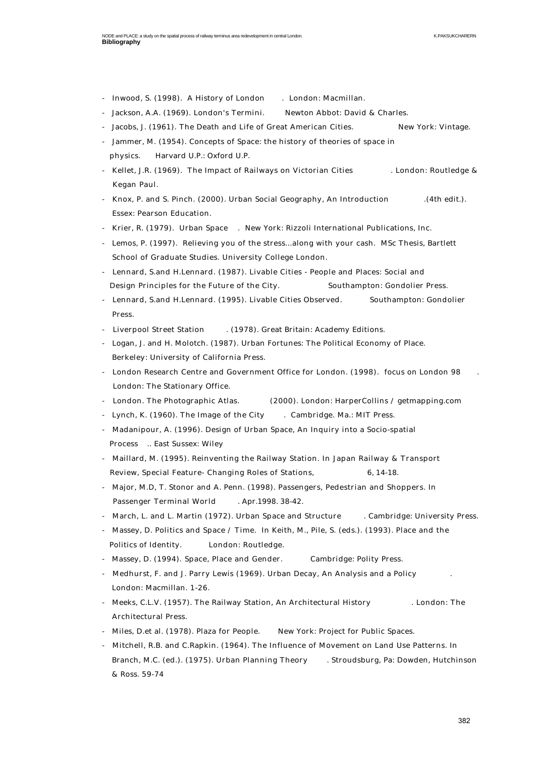- Inwood, S. (1998). A History of London. London: Macmillan.
- Jackson, A.A. (1969). London's Termini. Newton Abbot: David & Charles.
- Jacobs, J. (1961). The Death and Life of Great American Cities. New York: Vintage.
- Jammer, M. (1954). Concepts of Space: the history of theories of space in physics. Harvard U.P.: Oxford U.P.
- Kellet, J.R. (1969). The Impact of Railways on Victorian Cities. London: Routledge & Kegan Paul.
- Knox, P. and S. Pinch. (2000). Urban Social Geography, An Introduction.(4th edit.). Essex: Pearson Education.
- Krier, R. (1979). Urban Space. New York: Rizzoli International Publications, Inc.
- Lemos, P. (1997). Relieving you of the stress...along with your cash. MSc Thesis, Bartlett School of Graduate Studies. University College London.
- Lennard, S.and H.Lennard. (1987). Livable Cities - People and Places: Social and Design Principles for the Future of the City. Southampton: Gondolier Press.
- Lennard, S.and H.Lennard. (1995). Livable Cities Observed. Southampton: Gondolier Press.
- Liverpool Street Station. (1978). Great Britain: Academy Editions.
- Logan, J. and H. Molotch. (1987). Urban Fortunes: The Political Economy of Place. Berkeley: University of California Press.
- London Research Centre and Government Office for London. (1998). focus on London 98. London: The Stationary Office.
- London. The Photographic Atlas. (2000). London: HarperCollins / getmapping.com
- Lynch, K. (1960). The Image of the City. Cambridge. Ma.: MIT Press.
- Madanipour, A. (1996). Design of Urban Space, An Inquiry into a Socio-spatial Process.. East Sussex: Wiley
- Maillard, M. (1995). Reinventing the Railway Station. In Japan Railway & Transport Review, Special Feature- Changing Roles of Stations, 6, 14-18.
- Major, M.D, T. Stonor and A. Penn. (1998). Passengers, Pedestrian and Shoppers. In Passenger Terminal World. Apr.1998. 38-42.
- March, L. and L. Martin (1972). Urban Space and Structure. Cambridge: University Press.
- Massey, D. Politics and Space / Time. In Keith, M., Pile, S. (eds.). (1993). Place and the Politics of Identity. London: Routledge.
- Massey, D. (1994). Space, Place and Gender. Cambridge: Polity Press.
- Medhurst, F. and J. Parry Lewis (1969). Urban Decay, An Analysis and a Policy. London: Macmillan. 1-26.
- Meeks, C.L.V. (1957). The Railway Station, An Architectural History. London: The Architectural Press.
- Miles, D.et al. (1978). Plaza for People. New York: Project for Public Spaces.
- Mitchell, R.B. and C.Rapkin. (1964). The Influence of Movement on Land Use Patterns. In Branch, M.C. (ed.). (1975). Urban Planning Theory. Stroudsburg, Pa: Dowden, Hutchinson & Ross. 59-74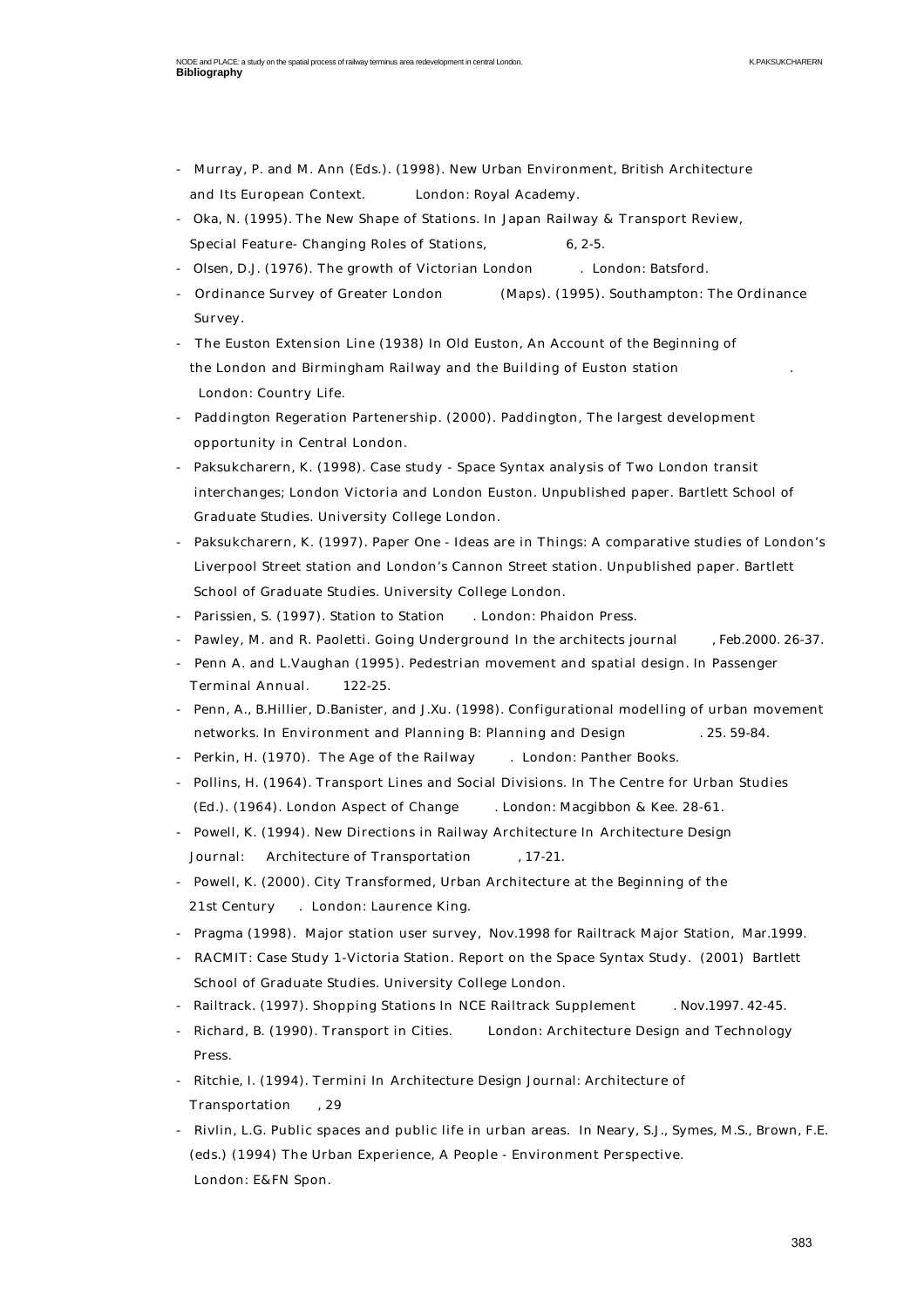**Bibliography**

- Murray, P. and M. Ann (Eds.). (1998). New Urban Environment, British Architecture and Its European Context. London: Royal Academy.
- Oka, N. (1995). The New Shape of Stations. In Japan Railway & Transport Review, Special Feature- Changing Roles of Stations, 6, 2-5.
- Olsen, D.J. (1976). The growth of Victorian London. London: Batsford.
- Ordinance Survey of Greater London (Maps). (1995). Southampton: The Ordinance Survey.
- The Euston Extension Line (1938) In Old Euston, An Account of the Beginning of the London and Birmingham Railway and the Building of Euston station. London: Country Life.
- Paddington Regeration Partenership. (2000). Paddington, The largest development opportunity in Central London.
- Paksukcharern, K. (1998). Case study - Space Syntax analysis of Two London transit interchanges; London Victoria and London Euston. Unpublished paper. Bartlett School of Graduate Studies. University College London.
- Paksukcharern, K. (1997). Paper One - Ideas are in Things: A comparative studies of London's Liverpool Street station and London's Cannon Street station. Unpublished paper. Bartlett School of Graduate Studies. University College London.
- Parissien, S. (1997). Station to Station. London: Phaidon Press.
- Pawley, M. and R. Paoletti. Going Underground In the architects journal, Feb.2000. 26-37.
- Penn A. and L.Vaughan (1995). Pedestrian movement and spatial design. In Passenger Terminal Annual. 122-25.
- Penn, A., B.Hillier, D.Banister, and J.Xu. (1998). Configurational modelling of urban movement networks. In Environment and Planning B: Planning and Design. 25. 59-84.
- Perkin, H. (1970). The Age of the Railway. London: Panther Books.
- Pollins, H. (1964). Transport Lines and Social Divisions. In The Centre for Urban Studies (Ed.). (1964). London Aspect of Change. London: Macgibbon & Kee. 28-61.
- Powell, K. (1994). New Directions in Railway Architecture In Architecture Design Journal: Architecture of Transportation, 17-21.
- Powell, K. (2000). City Transformed, Urban Architecture at the Beginning of the 21st Century. London: Laurence King.
- Pragma (1998). Major station user survey, Nov.1998 for Railtrack Major Station, Mar.1999.
- RACMIT: Case Study 1-Victoria Station. Report on the Space Syntax Study. (2001) Bartlett School of Graduate Studies. University College London.
- Railtrack. (1997). Shopping Stations In NCE Railtrack Supplement. Nov.1997. 42-45.
- Richard, B. (1990). Transport in Cities. London: Architecture Design and Technology Press.
- Ritchie, I. (1994). Termini In Architecture Design Journal: Architecture of Transportation, 29
- Rivlin, L.G. Public spaces and public life in urban areas. In Neary, S.J., Symes, M.S., Brown, F.E. (eds.) (1994) The Urban Experience, A People - Environment Perspective. London: E&FN Spon.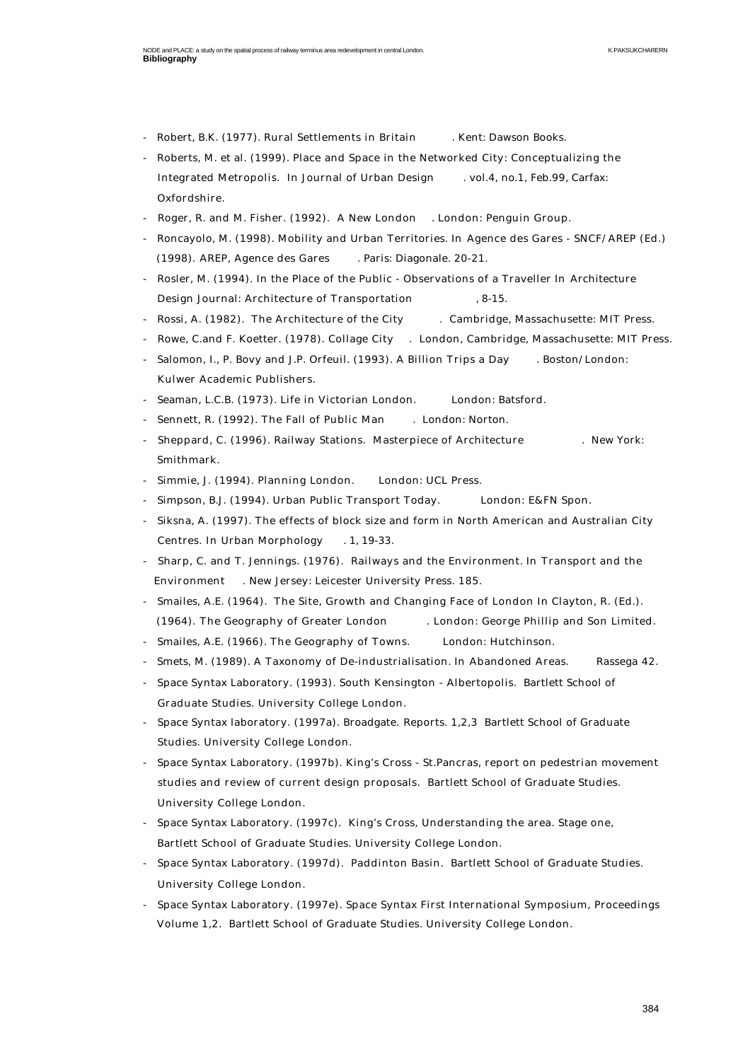- Robert, B.K. (1977). Rural Settlements in Britain. Kent: Dawson Books.
- Roberts, M. et al. (1999). Place and Space in the Networked City: Conceptualizing the Integrated Metropolis. In Journal of Urban Design. vol.4, no.1, Feb.99, Carfax: Oxfordshire.
- Roger, R. and M. Fisher. (1992). A New London. London: Penguin Group.
- Roncayolo, M. (1998). Mobility and Urban Territories. In Agence des Gares - SNCF/AREP (Ed.) (1998). AREP, Agence des Gares. Paris: Diagonale. 20-21.
- Rosler, M. (1994). In the Place of the Public - Observations of a Traveller In Architecture Design Journal: Architecture of Transportation, 8-15.
- Rossi, A. (1982). The Architecture of the City. Cambridge, Massachusette: MIT Press.
- Rowe, C.and F. Koetter. (1978). Collage City. London, Cambridge, Massachusette: MIT Press.
- Salomon, I., P. Bovy and J.P. Orfeuil. (1993). A Billion Trips a Day. Boston/London: Kulwer Academic Publishers.
- Seaman, L.C.B. (1973). Life in Victorian London. London: Batsford.
- Sennett, R. (1992). The Fall of Public Man. London: Norton.
- Sheppard, C. (1996). Railway Stations. Masterpiece of Architecture. New York: Smithmark.
- Simmie, J. (1994). Planning London. London: UCL Press.
- Simpson, B.J. (1994). Urban Public Transport Today. London: E&FN Spon.
- Siksna, A. (1997). The effects of block size and form in North American and Australian City Centres. In Urban Morphology. 1, 19-33.
- Sharp, C. and T. Jennings. (1976). Railways and the Environment. In Transport and the Environment. New Jersey: Leicester University Press. 185.
- Smailes, A.E. (1964). The Site, Growth and Changing Face of London In Clayton, R. (Ed.). (1964). The Geography of Greater London. London: George Phillip and Son Limited.
- Smailes, A.E. (1966). The Geography of Towns. London: Hutchinson.
- Smets, M. (1989). A Taxonomy of De-industrialisation. In Abandoned Areas. Rassega 42.
- Space Syntax Laboratory. (1993). South Kensington - Albertopolis. Bartlett School of Graduate Studies. University College London.
- Space Syntax laboratory. (1997a). Broadgate. Reports. 1,2,3 Bartlett School of Graduate Studies. University College London.
- Space Syntax Laboratory. (1997b). King's Cross - St.Pancras, report on pedestrian movement studies and review of current design proposals. Bartlett School of Graduate Studies. University College London.
- Space Syntax Laboratory. (1997c). King's Cross, Understanding the area. Stage one, Bartlett School of Graduate Studies. University College London.
- Space Syntax Laboratory. (1997d). Paddinton Basin. Bartlett School of Graduate Studies. University College London.
- Space Syntax Laboratory. (1997e). Space Syntax First International Symposium, Proceedings Volume 1,2. Bartlett School of Graduate Studies. University College London.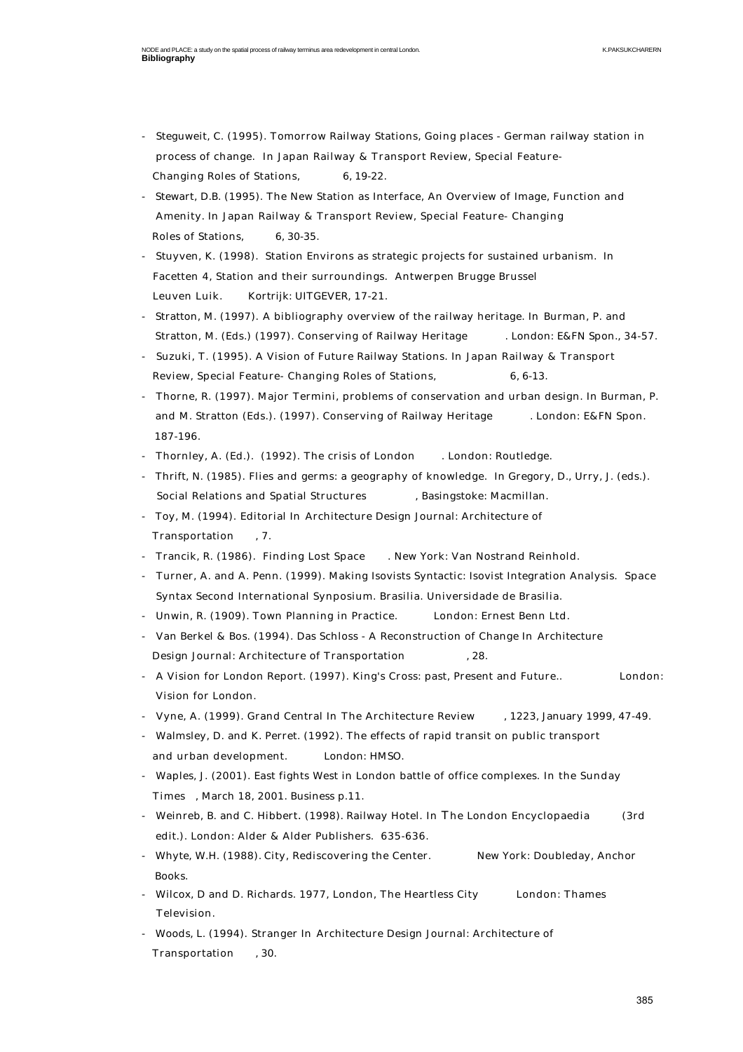- Steguweit, C. (1995). Tomorrow Railway Stations, Going places - German railway station in process of change. In Japan Railway & Transport Review, Special Feature- Changing Roles of Stations, 6, 19-22.
- Stewart, D.B. (1995). The New Station as Interface, An Overview of Image, Function and Amenity. In Japan Railway & Transport Review, Special Feature- Changing Roles of Stations, 6, 30-35.
- Stuyven, K. (1998). Station Environs as strategic projects for sustained urbanism. In Facetten 4, Station and their surroundings. Antwerpen Brugge Brussel Leuven Luik. Kortrijk: UITGEVER, 17-21.
- Stratton, M. (1997). A bibliography overview of the railway heritage. In Burman, P. and Stratton, M. (Eds.) (1997). Conserving of Railway Heritage. London: E&FN Spon., 34-57.
- Suzuki, T. (1995). A Vision of Future Railway Stations. In Japan Railway & Transport Review, Special Feature- Changing Roles of Stations, 6, 6-13.
- Thorne, R. (1997). Major Termini, problems of conservation and urban design. In Burman, P. and M. Stratton (Eds.). (1997). Conserving of Railway Heritage. London: E&FN Spon. 187-196.
- Thornley, A. (Ed.). (1992). The crisis of London. London: Routledge.
- Thrift, N. (1985). Flies and germs: a geography of knowledge. In Gregory, D., Urry, J. (eds.). Social Relations and Spatial Structures, Basingstoke: Macmillan.
- Toy, M. (1994). Editorial In Architecture Design Journal: Architecture of Transportation, 7.
- Trancik, R. (1986). Finding Lost Space. New York: Van Nostrand Reinhold.
- Turner, A. and A. Penn. (1999). Making Isovists Syntactic: Isovist Integration Analysis. Space Syntax Second International Synposium. Brasilia. Universidade de Brasilia.
- Unwin, R. (1909). Town Planning in Practice. London: Ernest Benn Ltd.
- Van Berkel & Bos. (1994). Das Schloss - A Reconstruction of Change In Architecture Design Journal: Architecture of Transportation, 28.
- A Vision for London Report. (1997). King's Cross: past, Present and Future.. London: Vision for London.
- Vyne, A. (1999). Grand Central In The Architecture Review, 1223, January 1999, 47-49.
- Walmsley, D. and K. Perret. (1992). The effects of rapid transit on public transport and urban development. London: HMSO.
- Waples, J. (2001). East fights West in London battle of office complexes. In the Sunday Times, March 18, 2001. Business p.11.
- Weinreb, B. and C. Hibbert. (1998). Railway Hotel. In The London Encyclopaedia (3rd edit.). London: Alder & Alder Publishers. 635-636.
- Whyte, W.H. (1988). City, Rediscovering the Center. New York: Doubleday, Anchor Books.
- Wilcox, D and D. Richards. 1977, London, The Heartless City London: Thames Television.
- Woods, L. (1994). Stranger In Architecture Design Journal: Architecture of Transportation, 30.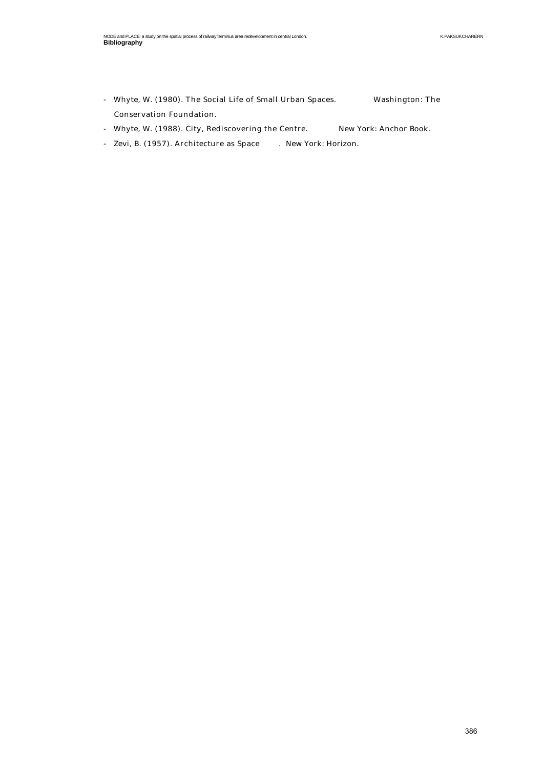- Whyte, W. (1980). The Social Life of Small Urban Spaces. Washington: The Conservation Foundation.
- Whyte, W. (1988). City, Rediscovering the Centre. New York: Anchor Book.
- Zevi, B. (1957). Architecture as Space. New York: Horizon.